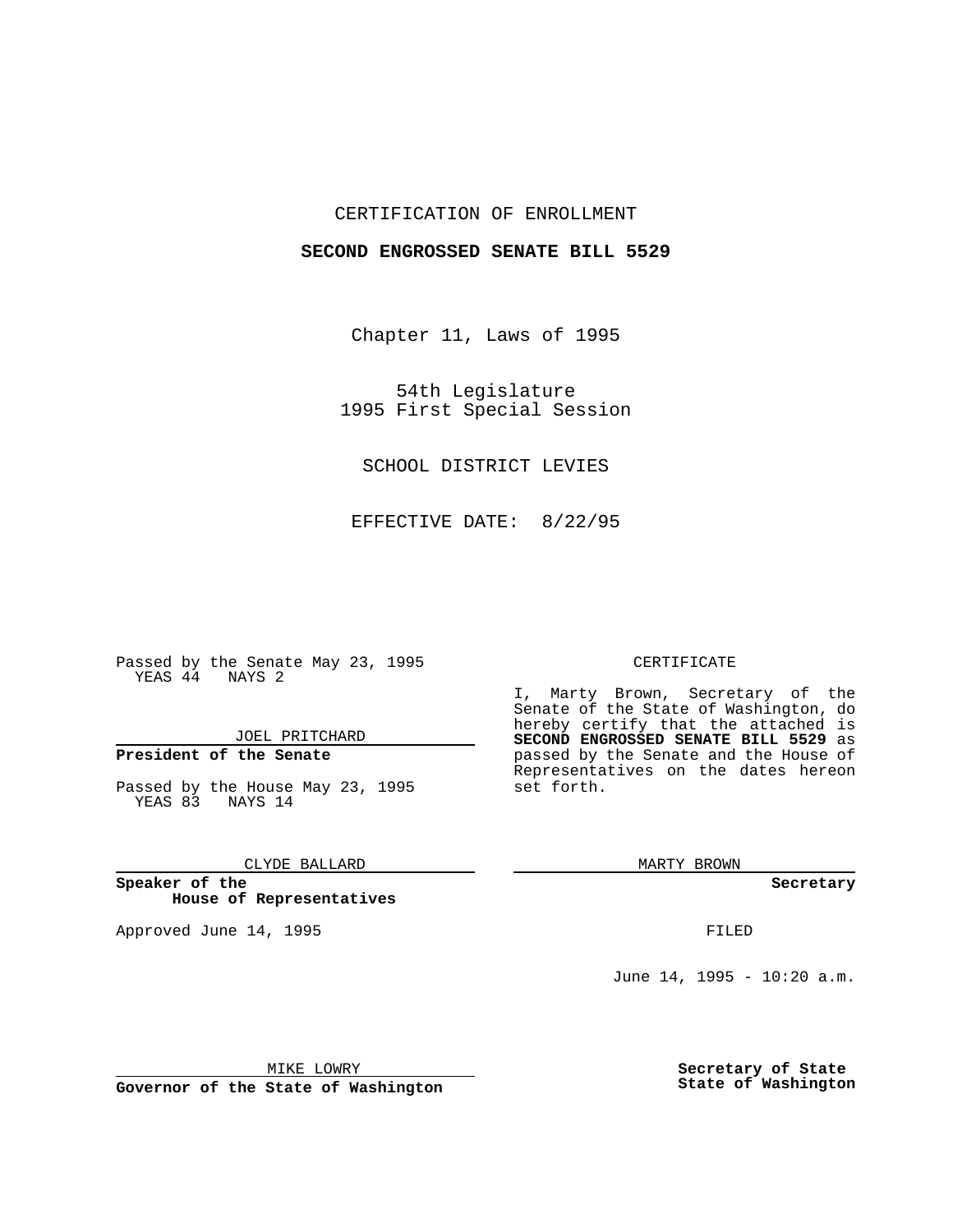CERTIFICATION OF ENROLLMENT

**SECOND ENGROSSED SENATE BILL 5529**

Chapter 11, Laws of 1995

54th Legislature
1995 First Special Session

SCHOOL DISTRICT LEVIES

EFFECTIVE DATE: 8/22/95

Passed by the Senate May 23, 1995
YEAS 44 NAYS 2

JOEL PRITCHARD

**President of the Senate**

Passed by the House May 23, 1995
YEAS 83 NAYS 14

CLYDE BALLARD

**Speaker of the House of Representatives**

Approved June 14, 1995

MIKE LOWRY

**Governor of the State of Washington**

CERTIFICATE

I, Marty Brown, Secretary of the Senate of the State of Washington, do hereby certify that the attached is **SECOND ENGROSSED SENATE BILL 5529** as passed by the Senate and the House of Representatives on the dates hereon set forth.

MARTY BROWN

**Secretary**

FILED

June 14, 1995 - 10:20 a.m.

**Secretary of State**
**State of Washington**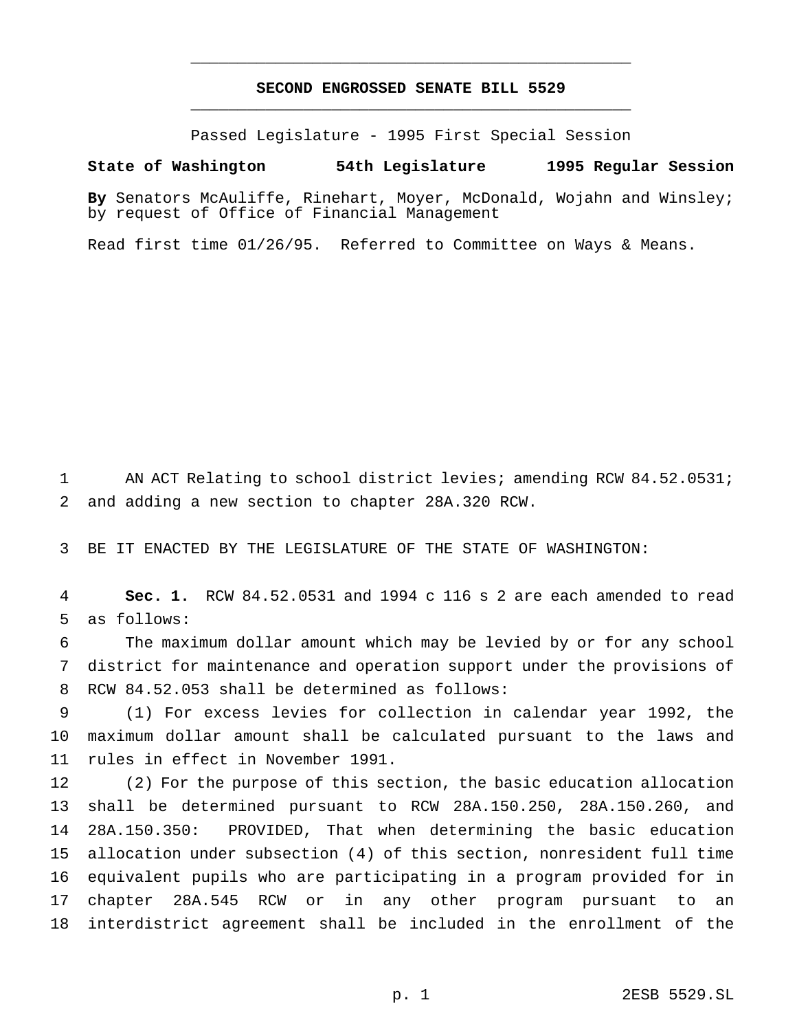# SECOND ENGROSSED SENATE BILL 5529

Passed Legislature - 1995 First Special Session

**State of Washington 54th Legislature 1995 Regular Session**

**By** Senators McAuliffe, Rinehart, Moyer, McDonald, Wojahn and Winsley; by request of Office of Financial Management

Read first time 01/26/95. Referred to Committee on Ways & Means.

AN ACT Relating to school district levies; amending RCW 84.52.0531; and adding a new section to chapter 28A.320 RCW.

BE IT ENACTED BY THE LEGISLATURE OF THE STATE OF WASHINGTON:

**Sec. 1.** RCW 84.52.0531 and 1994 c 116 s 2 are each amended to read as follows:

The maximum dollar amount which may be levied by or for any school district for maintenance and operation support under the provisions of RCW 84.52.053 shall be determined as follows:

(1) For excess levies for collection in calendar year 1992, the maximum dollar amount shall be calculated pursuant to the laws and rules in effect in November 1991.

(2) For the purpose of this section, the basic education allocation shall be determined pursuant to RCW 28A.150.250, 28A.150.260, and 28A.150.350: PROVIDED, That when determining the basic education allocation under subsection (4) of this section, nonresident full time equivalent pupils who are participating in a program provided for in chapter 28A.545 RCW or in any other program pursuant to an interdistrict agreement shall be included in the enrollment of the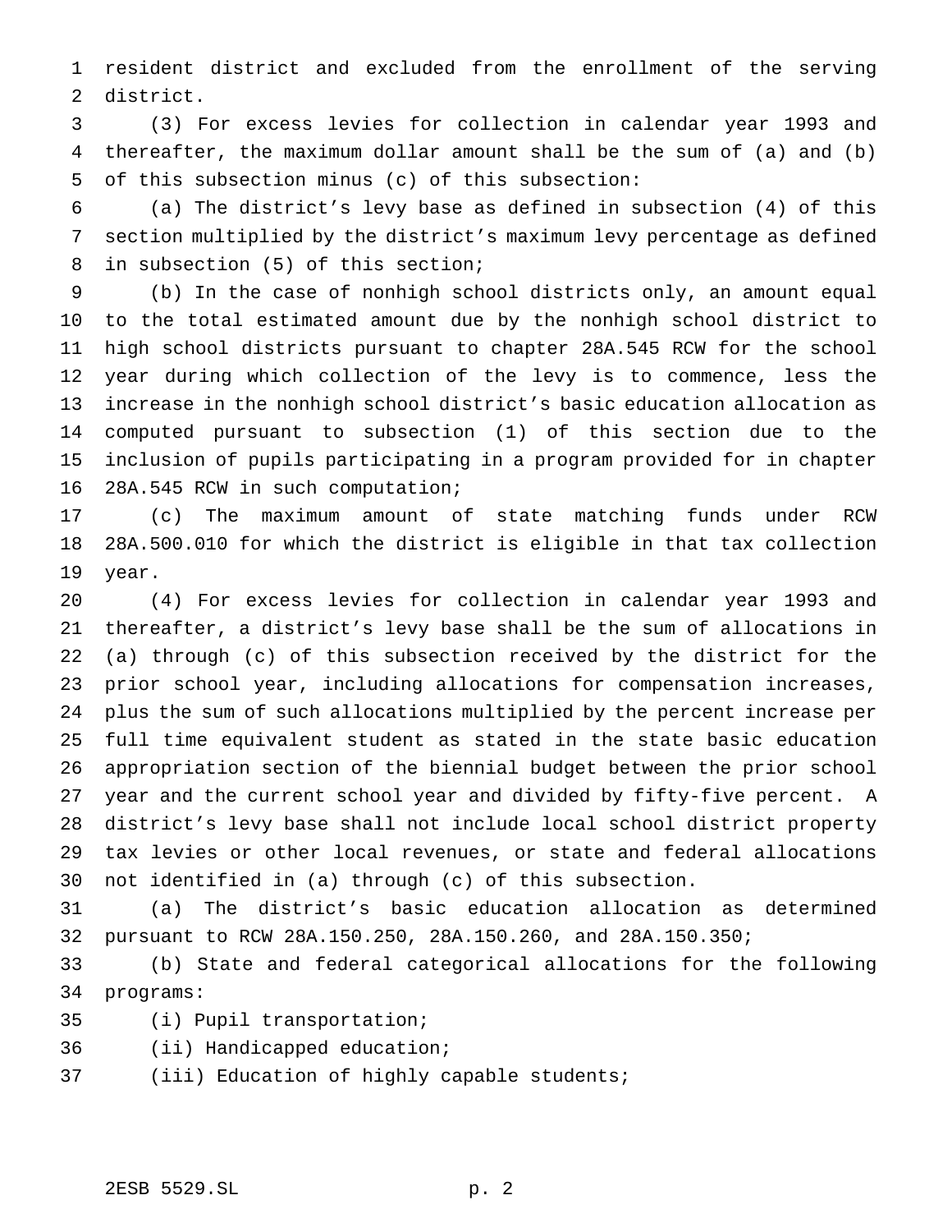resident district and excluded from the enrollment of the serving district.

(3) For excess levies for collection in calendar year 1993 and thereafter, the maximum dollar amount shall be the sum of (a) and (b) of this subsection minus (c) of this subsection:

(a) The district's levy base as defined in subsection (4) of this section multiplied by the district's maximum levy percentage as defined in subsection (5) of this section;

(b) In the case of nonhigh school districts only, an amount equal to the total estimated amount due by the nonhigh school district to high school districts pursuant to chapter 28A.545 RCW for the school year during which collection of the levy is to commence, less the increase in the nonhigh school district's basic education allocation as computed pursuant to subsection (1) of this section due to the inclusion of pupils participating in a program provided for in chapter 28A.545 RCW in such computation;

(c) The maximum amount of state matching funds under RCW 28A.500.010 for which the district is eligible in that tax collection year.

(4) For excess levies for collection in calendar year 1993 and thereafter, a district's levy base shall be the sum of allocations in (a) through (c) of this subsection received by the district for the prior school year, including allocations for compensation increases, plus the sum of such allocations multiplied by the percent increase per full time equivalent student as stated in the state basic education appropriation section of the biennial budget between the prior school year and the current school year and divided by fifty-five percent. A district's levy base shall not include local school district property tax levies or other local revenues, or state and federal allocations not identified in (a) through (c) of this subsection.

(a) The district's basic education allocation as determined pursuant to RCW 28A.150.250, 28A.150.260, and 28A.150.350;

(b) State and federal categorical allocations for the following programs:

(i) Pupil transportation;

(ii) Handicapped education;

(iii) Education of highly capable students;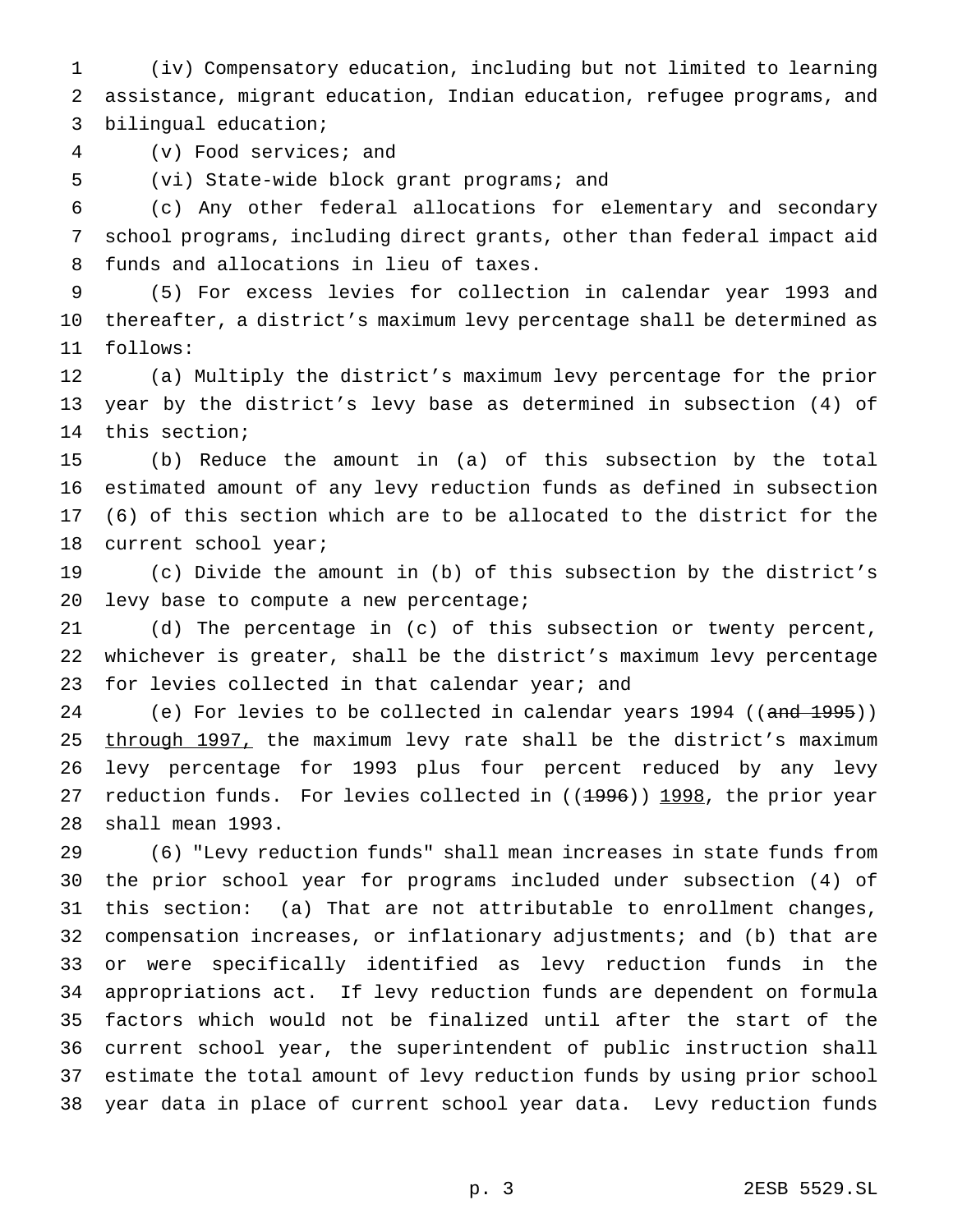(iv) Compensatory education, including but not limited to learning assistance, migrant education, Indian education, refugee programs, and bilingual education;

(v) Food services; and

(vi) State-wide block grant programs; and

(c) Any other federal allocations for elementary and secondary school programs, including direct grants, other than federal impact aid funds and allocations in lieu of taxes.

(5) For excess levies for collection in calendar year 1993 and thereafter, a district's maximum levy percentage shall be determined as follows:

(a) Multiply the district's maximum levy percentage for the prior year by the district's levy base as determined in subsection (4) of this section;

(b) Reduce the amount in (a) of this subsection by the total estimated amount of any levy reduction funds as defined in subsection (6) of this section which are to be allocated to the district for the current school year;

(c) Divide the amount in (b) of this subsection by the district's levy base to compute a new percentage;

(d) The percentage in (c) of this subsection or twenty percent, whichever is greater, shall be the district's maximum levy percentage for levies collected in that calendar year; and

(e) For levies to be collected in calendar years 1994 ((~~and 1995~~)) through 1997, the maximum levy rate shall be the district's maximum levy percentage for 1993 plus four percent reduced by any levy reduction funds. For levies collected in ((~~1996~~)) 1998, the prior year shall mean 1993.

(6) "Levy reduction funds" shall mean increases in state funds from the prior school year for programs included under subsection (4) of this section: (a) That are not attributable to enrollment changes, compensation increases, or inflationary adjustments; and (b) that are or were specifically identified as levy reduction funds in the appropriations act. If levy reduction funds are dependent on formula factors which would not be finalized until after the start of the current school year, the superintendent of public instruction shall estimate the total amount of levy reduction funds by using prior school year data in place of current school year data. Levy reduction funds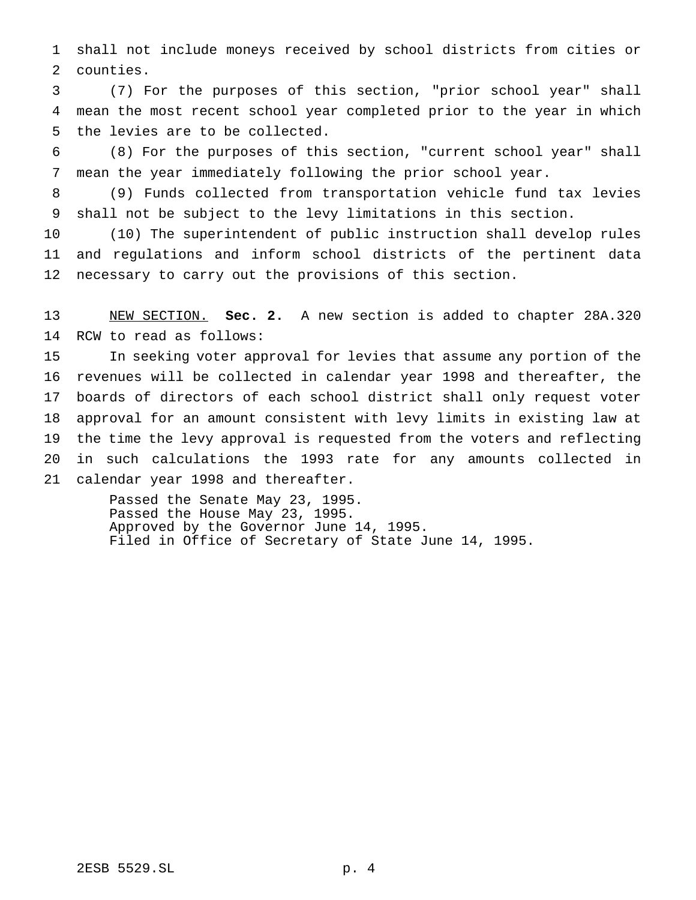shall not include moneys received by school districts from cities or counties.

(7) For the purposes of this section, "prior school year" shall mean the most recent school year completed prior to the year in which the levies are to be collected.

(8) For the purposes of this section, "current school year" shall mean the year immediately following the prior school year.

(9) Funds collected from transportation vehicle fund tax levies shall not be subject to the levy limitations in this section.

(10) The superintendent of public instruction shall develop rules and regulations and inform school districts of the pertinent data necessary to carry out the provisions of this section.

NEW SECTION. **Sec. 2.** A new section is added to chapter 28A.320 RCW to read as follows:

In seeking voter approval for levies that assume any portion of the revenues will be collected in calendar year 1998 and thereafter, the boards of directors of each school district shall only request voter approval for an amount consistent with levy limits in existing law at the time the levy approval is requested from the voters and reflecting in such calculations the 1993 rate for any amounts collected in calendar year 1998 and thereafter.

Passed the Senate May 23, 1995.
Passed the House May 23, 1995.
Approved by the Governor June 14, 1995.
Filed in Office of Secretary of State June 14, 1995.